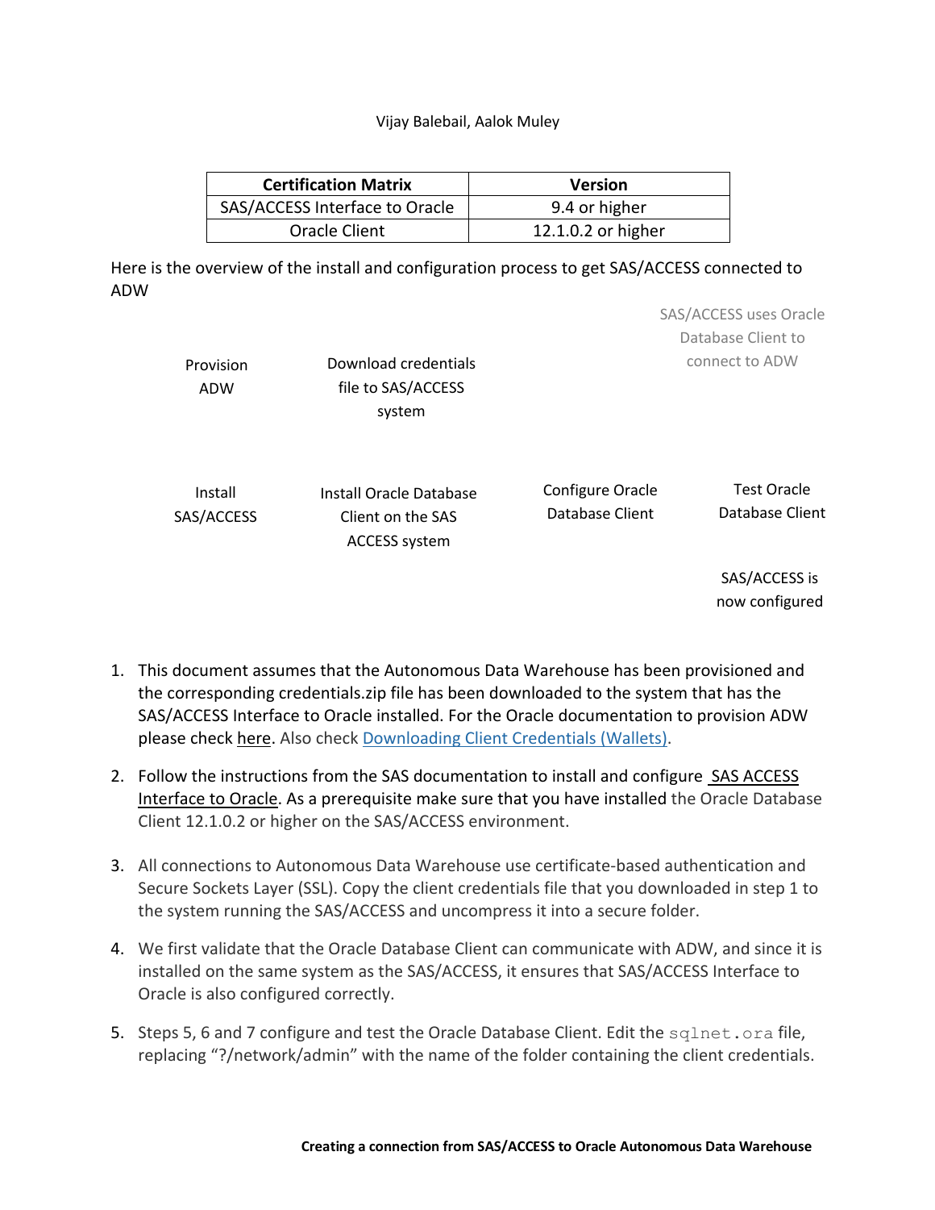Vijay Balebail, Aalok Muley

| Certification Matrix | Version |
| --- | --- |
| SAS/ACCESS Interface to Oracle | 9.4 or higher |
| Oracle Client | 12.1.0.2 or higher |

Here is the overview of the install and configuration process to get SAS/ACCESS connected to ADW

SAS/ACCESS uses Oracle Database Client to connect to ADW

Provision ADW

Download credentials file to SAS/ACCESS system

Install SAS/ACCESS

Install Oracle Database Client on the SAS ACCESS system

Configure Oracle Database Client

Test Oracle Database Client

SAS/ACCESS is now configured

1. This document assumes that the Autonomous Data Warehouse has been provisioned and the corresponding credentials.zip file has been downloaded to the system that has the SAS/ACCESS Interface to Oracle installed. For the Oracle documentation to provision ADW please check here. Also check Downloading Client Credentials (Wallets).

2. Follow the instructions from the SAS documentation to install and configure SAS ACCESS Interface to Oracle. As a prerequisite make sure that you have installed the Oracle Database Client 12.1.0.2 or higher on the SAS/ACCESS environment.

3. All connections to Autonomous Data Warehouse use certificate-based authentication and Secure Sockets Layer (SSL). Copy the client credentials file that you downloaded in step 1 to the system running the SAS/ACCESS and uncompress it into a secure folder.

4. We first validate that the Oracle Database Client can communicate with ADW, and since it is installed on the same system as the SAS/ACCESS, it ensures that SAS/ACCESS Interface to Oracle is also configured correctly.

5. Steps 5, 6 and 7 configure and test the Oracle Database Client. Edit the `sqlnet.ora` file, replacing "?/network/admin" with the name of the folder containing the client credentials.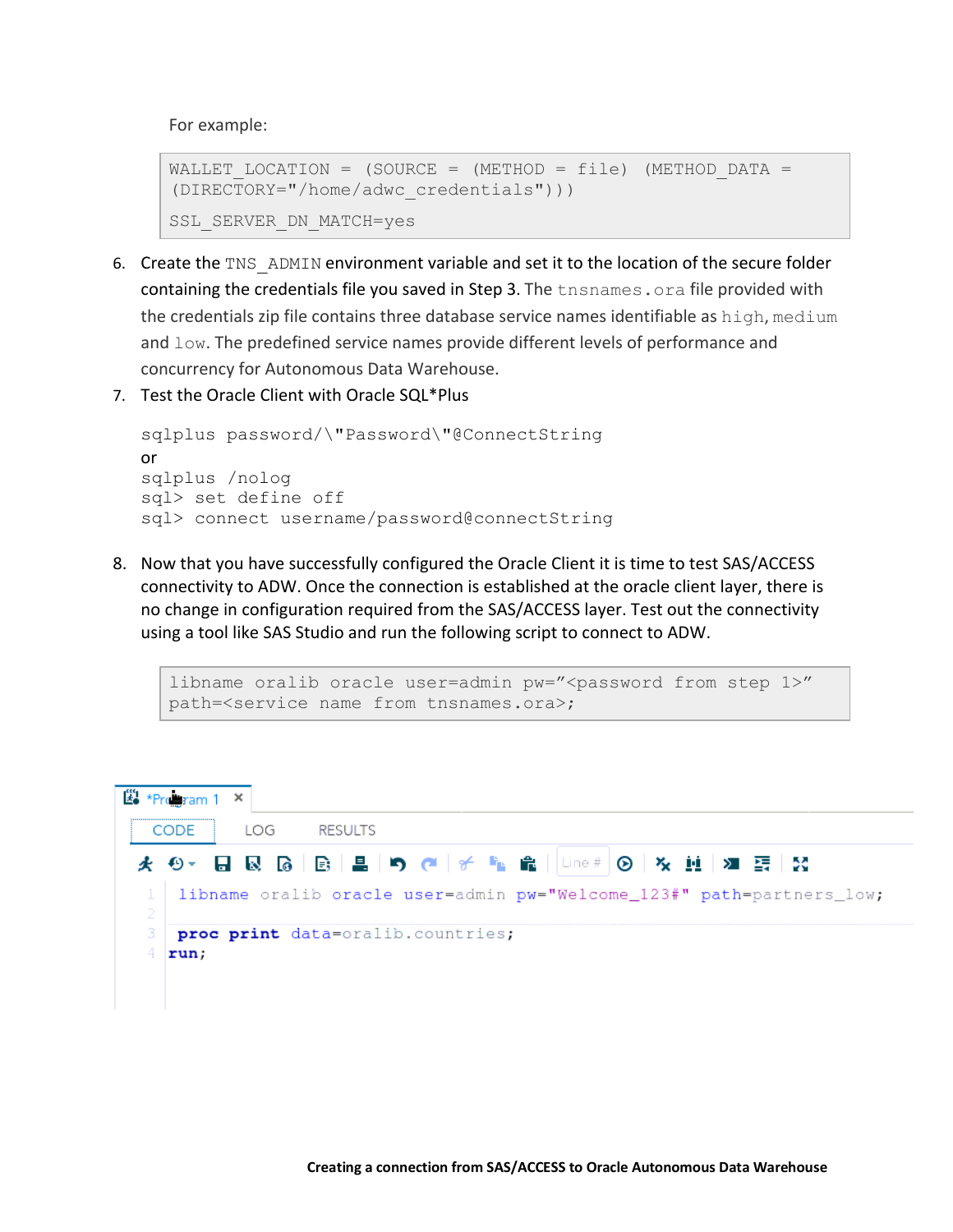For example:

```
WALLET_LOCATION = (SOURCE = (METHOD = file) (METHOD_DATA =
(DIRECTORY="/home/adwc_credentials")))

SSL_SERVER_DN_MATCH=yes
```

6. Create the `TNS_ADMIN` environment variable and set it to the location of the secure folder containing the credentials file you saved in Step 3. The `tnsnames.ora` file provided with the credentials zip file contains three database service names identifiable as `high`, `medium` and `low`. The predefined service names provide different levels of performance and concurrency for Autonomous Data Warehouse.
7. Test the Oracle Client with Oracle SQL*Plus

```
sqlplus password/\"Password\"@ConnectString
```

or

```
sqlplus /nolog
sql> set define off
sql> connect username/password@connectString
```

8. Now that you have successfully configured the Oracle Client it is time to test SAS/ACCESS connectivity to ADW. Once the connection is established at the oracle client layer, there is no change in configuration required from the SAS/ACCESS layer. Test out the connectivity using a tool like SAS Studio and run the following script to connect to ADW.

```
libname oralib oracle user=admin pw="<password from step 1>"
path=<service name from tnsnames.ora>;
```

*Program 1 ×

CODE LOG RESULTS

```
1 libname oralib oracle user=admin pw="Welcome_123#" path=partners_low;
2
3 proc print data=oralib.countries;
4 run;
```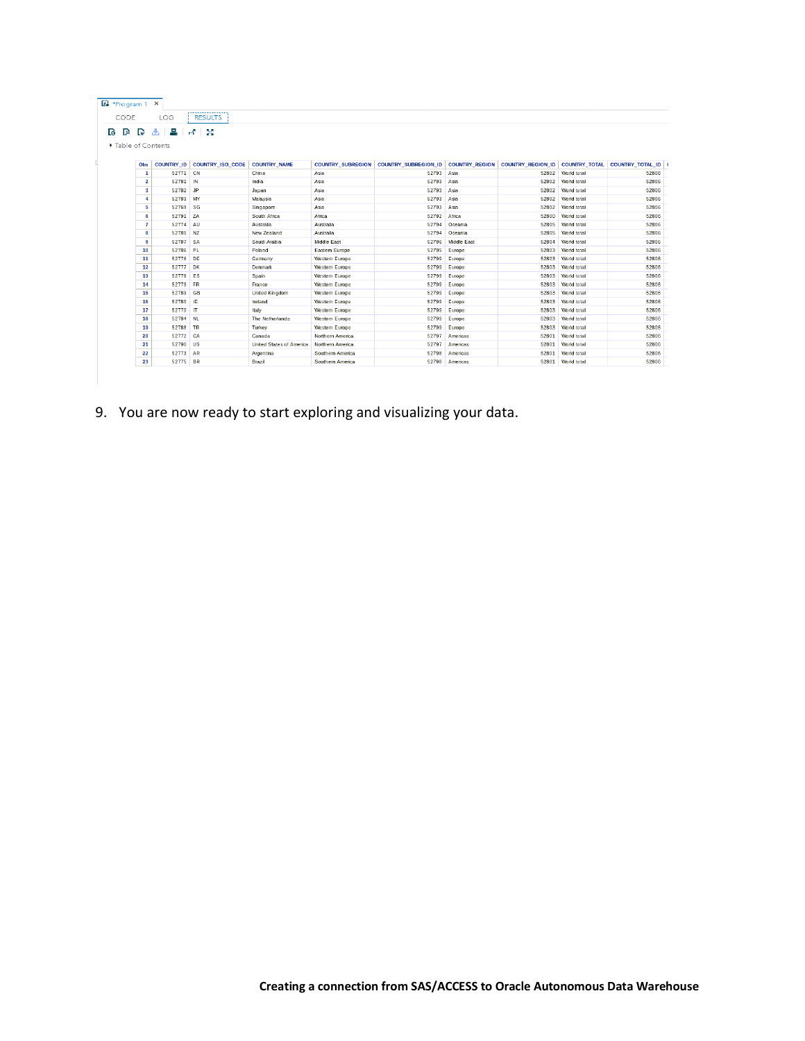*Program 1 ×

CODE LOG RESULTS

▸ Table of Contents

| Obs | COUNTRY_ID | COUNTRY_ISO_CODE | COUNTRY_NAME | COUNTRY_SUBREGION | COUNTRY_SUBREGION_ID | COUNTRY_REGION | COUNTRY_REGION_ID | COUNTRY_TOTAL | COUNTRY_TOTAL_ID |
|---|---|---|---|---|---|---|---|---|---|
| 1 | 52771 | CN | China | Asia | 52793 | Asia | 52802 | World total | 52806 |
| 2 | 52781 | IN | India | Asia | 52793 | Asia | 52802 | World total | 52806 |
| 3 | 52782 | JP | Japan | Asia | 52793 | Asia | 52802 | World total | 52806 |
| 4 | 52783 | MY | Malaysia | Asia | 52793 | Asia | 52802 | World total | 52806 |
| 5 | 52769 | SG | Singapore | Asia | 52793 | Asia | 52802 | World total | 52806 |
| 6 | 52791 | ZA | South Africa | Africa | 52792 | Africa | 52800 | World total | 52806 |
| 7 | 52774 | AU | Australia | Australia | 52794 | Oceania | 52805 | World total | 52806 |
| 8 | 52785 | NZ | New Zealand | Australia | 52794 | Oceania | 52805 | World total | 52806 |
| 9 | 52787 | SA | Saudi Arabia | Middle East | 52796 | Middle East | 52804 | World total | 52806 |
| 10 | 52786 | PL | Poland | Eastern Europe | 52795 | Europe | 52803 | World total | 52806 |
| 11 | 52776 | DE | Germany | Western Europe | 52799 | Europe | 52803 | World total | 52806 |
| 12 | 52777 | DK | Denmark | Western Europe | 52799 | Europe | 52803 | World total | 52806 |
| 13 | 52778 | ES | Spain | Western Europe | 52799 | Europe | 52803 | World total | 52806 |
| 14 | 52779 | FR | France | Western Europe | 52799 | Europe | 52803 | World total | 52806 |
| 15 | 52789 | GB | United Kingdom | Western Europe | 52799 | Europe | 52803 | World total | 52806 |
| 16 | 52780 | IE | Ireland | Western Europe | 52799 | Europe | 52803 | World total | 52806 |
| 17 | 52770 | IT | Italy | Western Europe | 52799 | Europe | 52803 | World total | 52806 |
| 18 | 52784 | NL | The Netherlands | Western Europe | 52799 | Europe | 52803 | World total | 52806 |
| 19 | 52788 | TR | Turkey | Western Europe | 52799 | Europe | 52803 | World total | 52806 |
| 20 | 52772 | CA | Canada | Northern America | 52797 | Americas | 52801 | World total | 52806 |
| 21 | 52790 | US | United States of America | Northern America | 52797 | Americas | 52801 | World total | 52806 |
| 22 | 52773 | AR | Argentina | Southern America | 52798 | Americas | 52801 | World total | 52806 |
| 23 | 52775 | BR | Brazil | Southern America | 52798 | Americas | 52801 | World total | 52806 |

9. You are now ready to start exploring and visualizing your data.